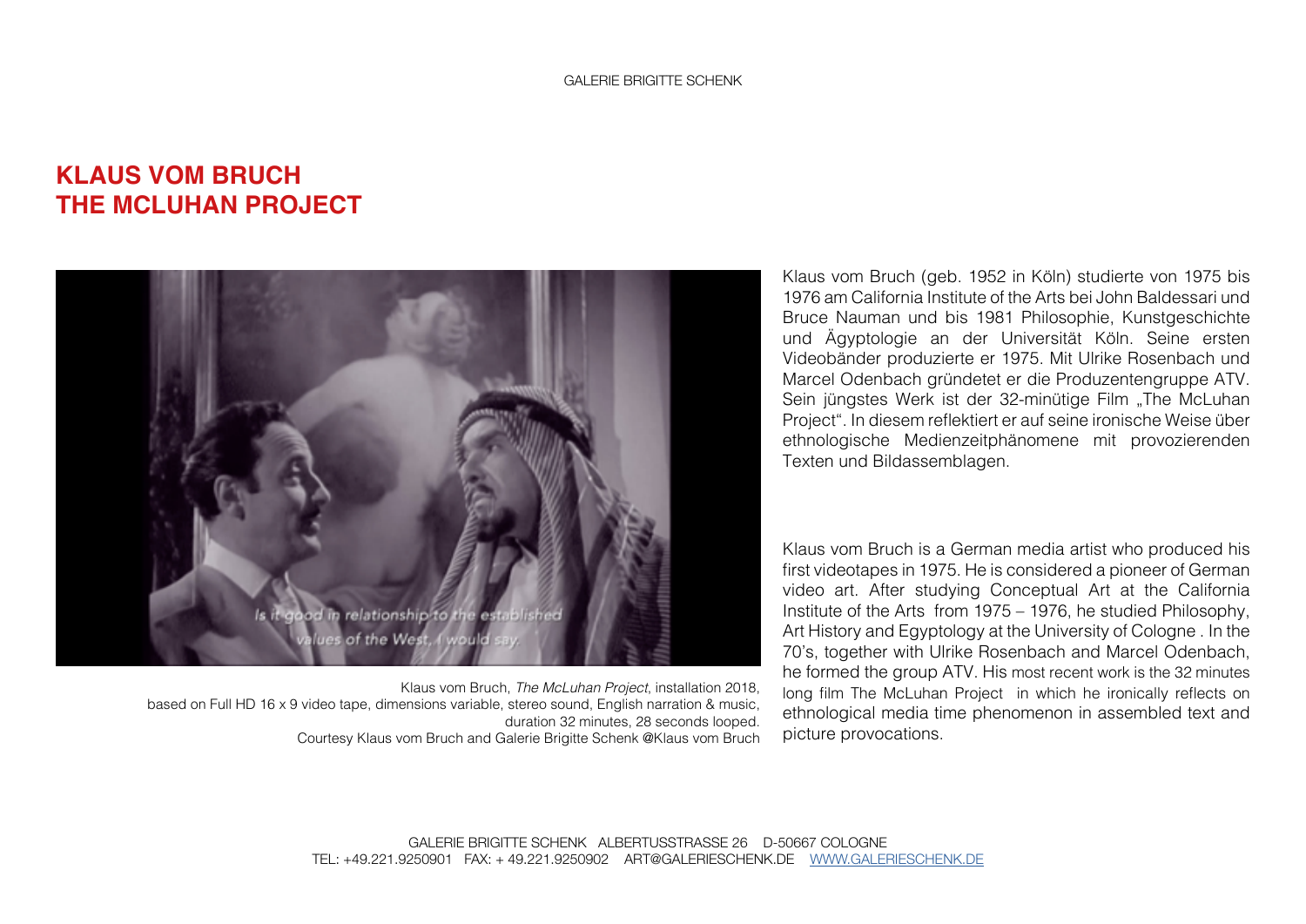# KLAUS VOM BRUCH
# THE MCLUHAN PROJECT

Klaus vom Bruch, *The McLuhan Project*, installation 2018,
based on Full HD 16 x 9 video tape, dimensions variable, stereo sound, English narration & music,
duration 32 minutes, 28 seconds looped.
Courtesy Klaus vom Bruch and Galerie Brigitte Schenk @Klaus vom Bruch

Klaus vom Bruch (geb. 1952 in Köln) studierte von 1975 bis 1976 am California Institute of the Arts bei John Baldessari und Bruce Nauman und bis 1981 Philosophie, Kunstgeschichte und Ägyptologie an der Universität Köln. Seine ersten Videobänder produzierte er 1975. Mit Ulrike Rosenbach und Marcel Odenbach gründetet er die Produzentengruppe ATV. Sein jüngstes Werk ist der 32-minütige Film „The McLuhan Project". In diesem reflektiert er auf seine ironische Weise über ethnologische Medienzeitphänomene mit provozierenden Texten und Bildassemblagen.

Klaus vom Bruch is a German media artist who produced his first videotapes in 1975. He is considered a pioneer of German video art. After studying Conceptual Art at the California Institute of the Arts from 1975 – 1976, he studied Philosophy, Art History and Egyptology at the University of Cologne . In the 70's, together with Ulrike Rosenbach and Marcel Odenbach, he formed the group ATV. His most recent work is the 32 minutes long film The McLuhan Project in which he ironically reflects on ethnological media time phenomenon in assembled text and picture provocations.

GALERIE BRIGITTE SCHENK ALBERTUSSTRASSE 26 D-50667 COLOGNE
TEL: +49.221.9250901 FAX: + 49.221.9250902 ART@GALERIESCHENK.DE WWW.GALERIESCHENK.DE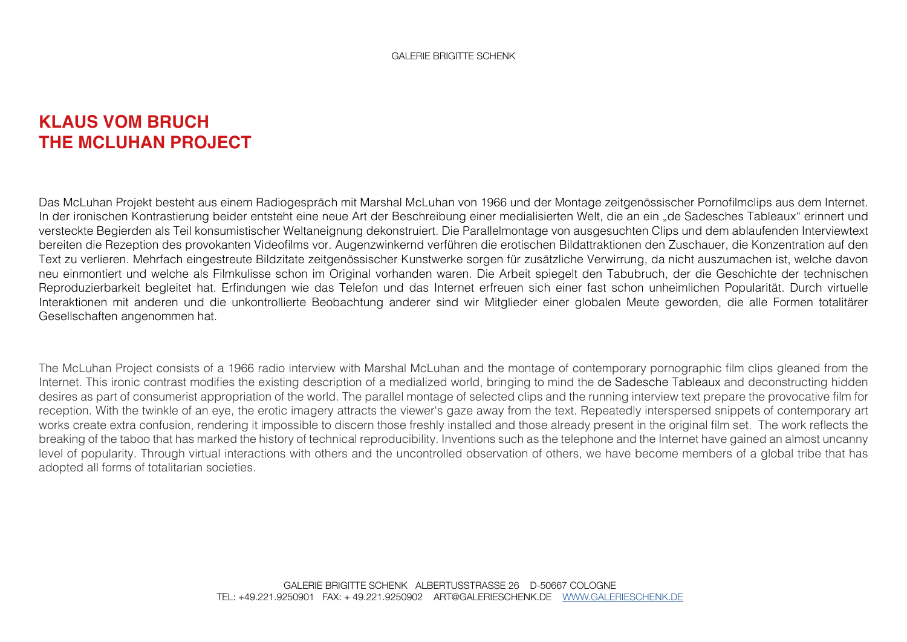# KLAUS VOM BRUCH
# THE MCLUHAN PROJECT

Das McLuhan Projekt besteht aus einem Radiogespräch mit Marshal McLuhan von 1966 und der Montage zeitgenössischer Pornofilmclips aus dem Internet. In der ironischen Kontrastierung beider entsteht eine neue Art der Beschreibung einer medialisierten Welt, die an ein „de Sadesches Tableaux" erinnert und versteckte Begierden als Teil konsumistischer Weltaneignung dekonstruiert. Die Parallelmontage von ausgesuchten Clips und dem ablaufenden Interviewtext bereiten die Rezeption des provokanten Videofilms vor. Augenzwinkernd verführen die erotischen Bildattraktionen den Zuschauer, die Konzentration auf den Text zu verlieren. Mehrfach eingestreute Bildzitate zeitgenössischer Kunstwerke sorgen für zusätzliche Verwirrung, da nicht auszumachen ist, welche davon neu einmontiert und welche als Filmkulisse schon im Original vorhanden waren. Die Arbeit spiegelt den Tabubruch, der die Geschichte der technischen Reproduzierbarkeit begleitet hat. Erfindungen wie das Telefon und das Internet erfreuen sich einer fast schon unheimlichen Popularität. Durch virtuelle Interaktionen mit anderen und die unkontrollierte Beobachtung anderer sind wir Mitglieder einer globalen Meute geworden, die alle Formen totalitärer Gesellschaften angenommen hat.

The McLuhan Project consists of a 1966 radio interview with Marshal McLuhan and the montage of contemporary pornographic film clips gleaned from the Internet. This ironic contrast modifies the existing description of a medialized world, bringing to mind the de Sadesche Tableaux and deconstructing hidden desires as part of consumerist appropriation of the world. The parallel montage of selected clips and the running interview text prepare the provocative film for reception. With the twinkle of an eye, the erotic imagery attracts the viewer's gaze away from the text. Repeatedly interspersed snippets of contemporary art works create extra confusion, rendering it impossible to discern those freshly installed and those already present in the original film set. The work reflects the breaking of the taboo that has marked the history of technical reproducibility. Inventions such as the telephone and the Internet have gained an almost uncanny level of popularity. Through virtual interactions with others and the uncontrolled observation of others, we have become members of a global tribe that has adopted all forms of totalitarian societies.